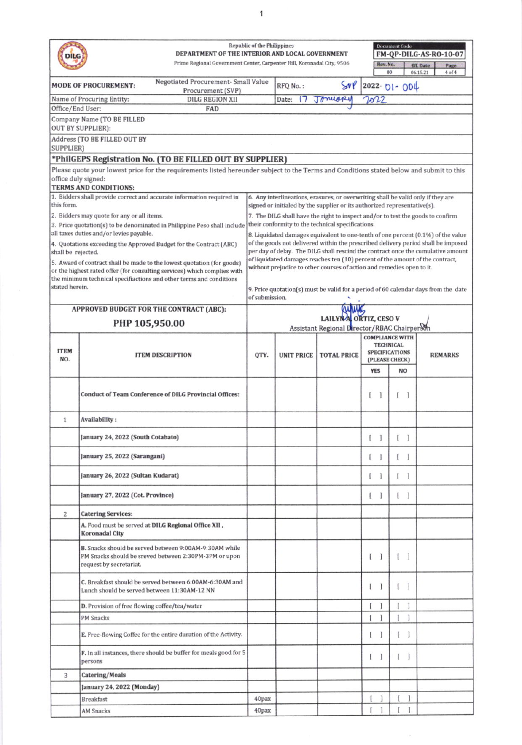Republic of the Philippines
**DEPARTMENT OF THE INTERIOR AND LOCAL GOVERNMENT**
Prime Regional Government Center, Carpenter Hill, Koronadal City, 9506

| Document Code | | |
|---|---|---|
| FM-QP-DILG-AS-RO-10-07 | | |
| Rev. No. | Eff. Date | Page |
| 00 | 06.15.21 | 4 of 4 |

| | | | |
|---|---|---|---|
| **MODE OF PROCUREMENT:** | Negotiated Procurement- Small Value Procurement (SVP) | RFQ No.: | SVP 2022-01-004 |
| Name of Procuring Entity: | DILG REGION XII | Date: | 17 January 2022 |
| Office/End User: | FAD | | |
| Company Name (TO BE FILLED OUT BY SUPPLIER): | | | |
| Address (TO BE FILLED OUT BY SUPPLIER) | | | |

**\*PhilGEPS Registration No. (TO BE FILLED OUT BY SUPPLIER)**

Please quote your lowest price for the requirements listed hereunder subject to the Terms and Conditions stated below and submit to this office duly signed:

**TERMS AND CONDITIONS:**

1. Bidders shall provide correct and accurate information required in this form.
2. Bidders may quote for any or all items.
3. Price quotation(s) to be denominated in Philippine Peso shall include all taxes duties and/or levies payable.
4. Quotations exceeding the Approved Budget for the Contract (ABC) shall be rejected.
5. Award of contract shall be made to the lowest quotation (for goods) or the highest rated offer (for consulting services) which complies with the minimum technical specifiactions and other terms and conditions stated herein.
6. Any interlineations, erasures, or overwriting shall be valid only if they are signed or initialed by the supplier or its authorized representative(s).
7. The DILG shall have the right to inspect and/or to test the goods to confirm their conformity to the technical specifications.
8. Liquidated damages equivalent to one-tenth of one percent (0.1%) of the value of the goods not delivered within the prescribed delivery period shall be imposed per day of delay. The DILG shall rescind the contract once the cumulative amount of liquidated damages reaches ten (10) percent of the amount of the contract, without prejudice to other courses of action and remedies open to it.
9. Price quotation(s) must be valid for a period of 60 calendar days from the date of submission.

**APPROVED BUDGET FOR THE CONTRACT (ABC):**
**PHP 105,950.00**

**LAILYN A. ORTIZ, CESO V**
Assistant Regional Director/RBAC Chairperson

| ITEM NO. | ITEM DESCRIPTION | QTY. | UNIT PRICE | TOTAL PRICE | COMPLIANCE WITH TECHNICAL SPECIFICATIONS (PLEASE CHECK) | | REMARKS |
|---|---|---|---|---|---|---|---|
| | | | | | YES | NO | |
| | **Conduct of Team Conference of DILG Provincial Offices:** | | | | [ ] | [ ] | |
| 1 | **Availability :** | | | | | | |
| | **January 24, 2022 (South Cotabato)** | | | | [ ] | [ ] | |
| | **January 25, 2022 (Sarangani)** | | | | [ ] | [ ] | |
| | **January 26, 2022 (Sultan Kudarat)** | | | | [ ] | [ ] | |
| | **January 27, 2022 (Cot. Province)** | | | | [ ] | [ ] | |
| 2 | **Catering Services:** | | | | | | |
| | A. Food must be served at **DILG Regional Office XII , Koronadal City** | | | | | | |
| | B. Snacks should be served between 9:00AM-9:30AM while PM Snacks should be sreved between 2:30PM-3PM or upon request by secretariat. | | | | [ ] | [ ] | |
| | C. Breakfast should be served between 6:00AM-6:30AM and Lunch should be served between 11:30AM-12 NN | | | | [ ] | [ ] | |
| | D. Provision of free flowing coffee/tea/water | | | | [ ] | [ ] | |
| | PM Snacks | | | | [ ] | [ ] | |
| | E. Free-flowing Coffee for the entire duration of the Activity. | | | | [ ] | [ ] | |
| | F. In all instances, there should be buffer for meals good for 5 persons | | | | [ ] | [ ] | |
| 3 | **Catering/Meals** | | | | | | |
| | **January 24, 2022 (Monday)** | | | | | | |
| | Breakfast | 40pax | | | [ ] | [ ] | |
| | AM Snacks | 40pax | | | [ ] | [ ] | |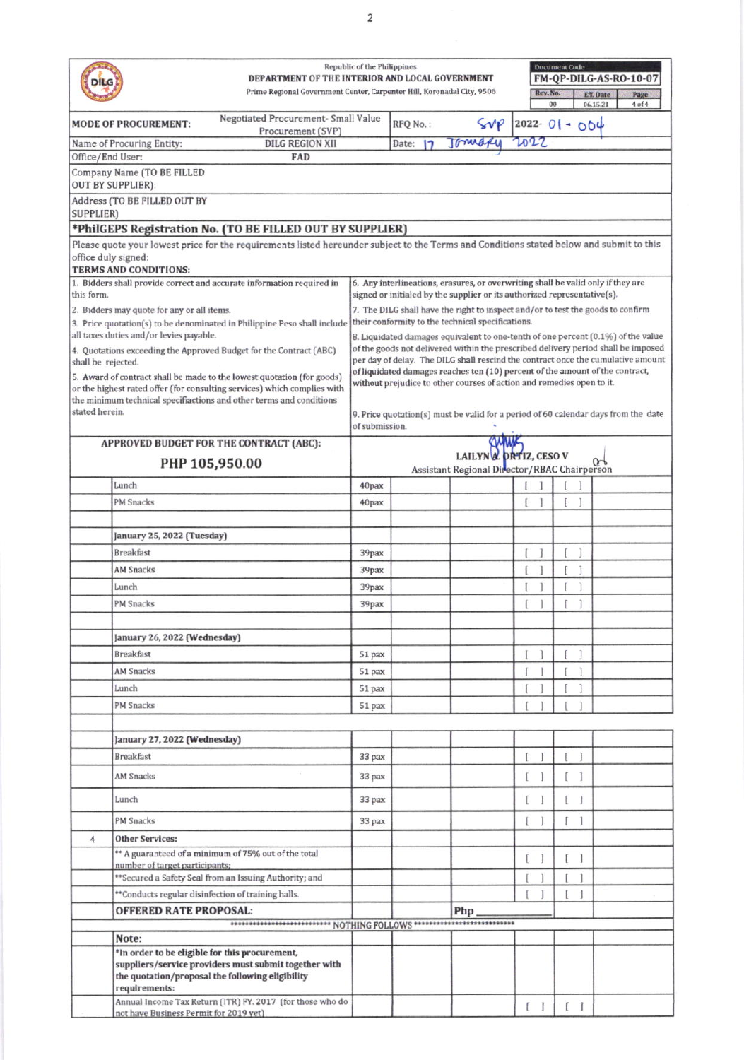| Republic of the Philippines<br>**DEPARTMENT OF THE INTERIOR AND LOCAL GOVERNMENT**<br>Prime Regional Government Center, Carpenter Hill, Koronadal City, 9506 | Document Code: **FM-QP-DILG-AS-RO-10-07**<br>Rev. No. 00 / Eff. Date 06.15.21 / Page 4 of 4 |
|---|---|

| | | | |
|---|---|---|---|
| **MODE OF PROCUREMENT:** | Negotiated Procurement- Small Value Procurement (SVP) | RFQ No.: | SVP 2022- 01 - 004 |
| Name of Procuring Entity: | DILG REGION XII | Date: | 17 January 2022 |
| Office/End User: | **FAD** | | |
| Company Name (TO BE FILLED OUT BY SUPPLIER): | | | |
| Address (TO BE FILLED OUT BY SUPPLIER) | | | |

**\*PhilGEPS Registration No. (TO BE FILLED OUT BY SUPPLIER)**

Please quote your lowest price for the requirements listed hereunder subject to the Terms and Conditions stated below and submit to this office duly signed:

**TERMS AND CONDITIONS:**

1. Bidders shall provide correct and accurate information required in this form.
2. Bidders may quote for any or all items.
3. Price quotation(s) to be denominated in Philippine Peso shall include all taxes duties and/or levies payable.
4. Quotations exceeding the Approved Budget for the Contract (ABC) shall be rejected.
5. Award of contract shall be made to the lowest quotation (for goods) or the highest rated offer (for consulting services) which complies with the minimum technical specifiactions and other terms and conditions stated herein.
6. Any interlineations, erasures, or overwriting shall be valid only if they are signed or initialed by the supplier or its authorized representative(s).
7. The DILG shall have the right to inspect and/or to test the goods to confirm their conformity to the technical specifications.
8. Liquidated damages equivalent to one-tenth of one percent (0.1%) of the value of the goods not delivered within the prescribed delivery period shall be imposed per day of delay. The DILG shall rescind the contract once the cumulative amount of liquidated damages reaches ten (10) percent of the amount of the contract, without prejudice to other courses of action and remedies open to it.
9. Price quotation(s) must be valid for a period of 60 calendar days from the date of submission.

**APPROVED BUDGET FOR THE CONTRACT (ABC):**

**PHP 105,950.00**

LAILYN A. ORTIZ, CESO V
Assistant Regional Director/RBAC Chairperson

| | | | | | | | |
|---|---|---|---|---|---|---|---|
| | Lunch | 40pax | | | [ ] | [ ] | |
| | PM Snacks | 40pax | | | [ ] | [ ] | |
| | | | | | | | |
| | **January 25, 2022 (Tuesday)** | | | | | | |
| | Breakfast | 39pax | | | [ ] | [ ] | |
| | AM Snacks | 39pax | | | [ ] | [ ] | |
| | Lunch | 39pax | | | [ ] | [ ] | |
| | PM Snacks | 39pax | | | [ ] | [ ] | |
| | | | | | | | |
| | **January 26, 2022 (Wednesday)** | | | | | | |
| | Breakfast | 51 pax | | | [ ] | [ ] | |
| | AM Snacks | 51 pax | | | [ ] | [ ] | |
| | Lunch | 51 pax | | | [ ] | [ ] | |
| | PM Snacks | 51 pax | | | [ ] | [ ] | |
| | | | | | | | |
| | **January 27, 2022 (Wednesday)** | | | | | | |
| | Breakfast | 33 pax | | | [ ] | [ ] | |
| | AM Snacks | 33 pax | | | [ ] | [ ] | |
| | Lunch | 33 pax | | | [ ] | [ ] | |
| | PM Snacks | 33 pax | | | [ ] | [ ] | |
| 4 | **Other Services:** | | | | | | |
| | ** A guaranteed of a minimum of 75% out of the total number of target participants; | | | | [ ] | [ ] | |
| | **Secured a Safety Seal from an Issuing Authority; and | | | | [ ] | [ ] | |
| | **Conducts regular disinfection of training halls. | | | | [ ] | [ ] | |
| | **OFFERED RATE PROPOSAL:** | | | Php ______ | | | |

************************** NOTHING FOLLOWS **************************

| | | | | | |
|---|---|---|---|---|---|
| | **Note:** | | | | |
| | **\*In order to be eligible for this procurement, suppliers/service providers must submit together with the quotation/proposal the following eligibility requirements:** | | | | |
| | Annual Income Tax Return (ITR) FY. 2017 (for those who do not have Business Permit for 2019 yet) | | [ ] | [ ] | |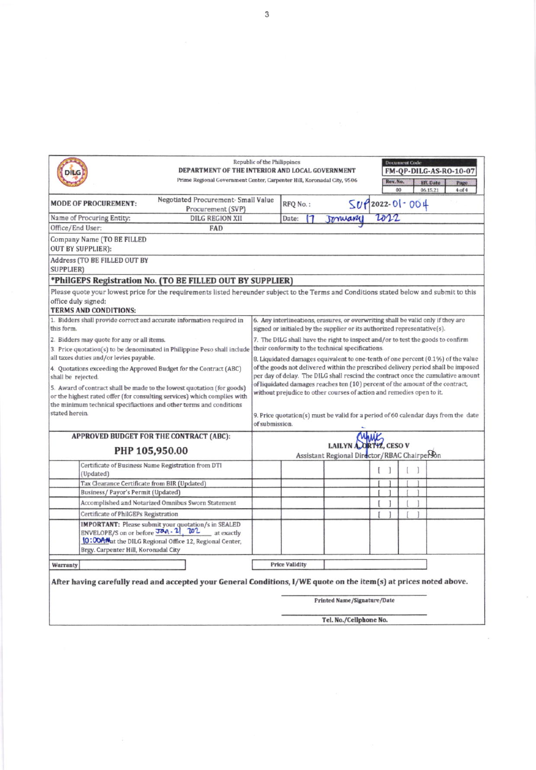Republic of the Philippines
**DEPARTMENT OF THE INTERIOR AND LOCAL GOVERNMENT**
Prime Regional Government Center, Carpenter Hill, Koronadal City, 9506

| Document Code | | |
|---|---|---|
| FM-QP-DILG-AS-RO-10-07 | | |
| Rev. No. | Eff. Date | Page |
| 00 | 06.15.21 | 4 of 4 |

| | | | |
|---|---|---|---|
| **MODE OF PROCUREMENT:** | Negotiated Procurement- Small Value Procurement (SVP) | RFQ No.: | SVP 2022-01-004 |
| Name of Procuring Entity: | DILG REGION XII | Date: | 17 January 2022 |
| Office/End User: | FAD | | |
| Company Name (TO BE FILLED OUT BY SUPPLIER): | | | |
| Address (TO BE FILLED OUT BY SUPPLIER) | | | |

**\*PhilGEPS Registration No. (TO BE FILLED OUT BY SUPPLIER)**

Please quote your lowest price for the requirements listed hereunder subject to the Terms and Conditions stated below and submit to this office duly signed:

**TERMS AND CONDITIONS:**

1. Bidders shall provide correct and accurate information required in this form.
2. Bidders may quote for any or all items.
3. Price quotation(s) to be denominated in Philippine Peso shall include all taxes duties and/or levies payable.
4. Quotations exceeding the Approved Budget for the Contract (ABC) shall be rejected.
5. Award of contract shall be made to the lowest quotation (for goods) or the highest rated offer (for consulting services) which complies with the minimum technical specifiactions and other terms and conditions stated herein.
6. Any interlineations, erasures, or overwriting shall be valid only if they are signed or initialed by the supplier or its authorized representative(s).
7. The DILG shall have the right to inspect and/or to test the goods to confirm their conformity to the technical specifications.
8. Liquidated damages equivalent to one-tenth of one percent (0.1%) of the value of the goods not delivered within the prescribed delivery period shall be imposed per day of delay. The DILG shall rescind the contract once the cumulative amount of liquidated damages reaches ten (10) percent of the amount of the contract, without prejudice to other courses of action and remedies open to it.
9. Price quotation(s) must be valid for a period of 60 calendar days from the date of submission.

**APPROVED BUDGET FOR THE CONTRACT (ABC):**

**PHP 105,950.00**

**LAILYN A. ORTIZ, CESO V**
Assistant Regional Director/RBAC Chairperson

| | | | | | | | |
|---|---|---|---|---|---|---|---|
| | Certificate of Business Name Registration from DTI (Updated) | | | | [ ] | [ ] | |
| | Tax Clearance Certificate from BIR (Updated) | | | | [ ] | [ ] | |
| | Business/ Payor's Permit (Updated) | | | | [ ] | [ ] | |
| | Accomplished and Notarized Omnibus Sworn Statement | | | | [ ] | [ ] | |
| | Certificate of PhilGEPs Registration | | | | [ ] | [ ] | |
| | **IMPORTANT:** Please submit your quotation/s in SEALED ENVELOPE/S on or before Jan. 21, 2022 at exactly 10:00AM at the DILG Regional Office 12, Regional Center, Brgy. Carpenter Hill, Koronadal City | | | | | | |

| | | | |
|---|---|---|---|
| **Warranty** | | **Price Validity** | |

**After having carefully read and accepted your General Conditions, I/WE quote on the item(s) at prices noted above.**

______________________________
**Printed Name/Signature/Date**

______________________________
**Tel. No./Cellphone No.**